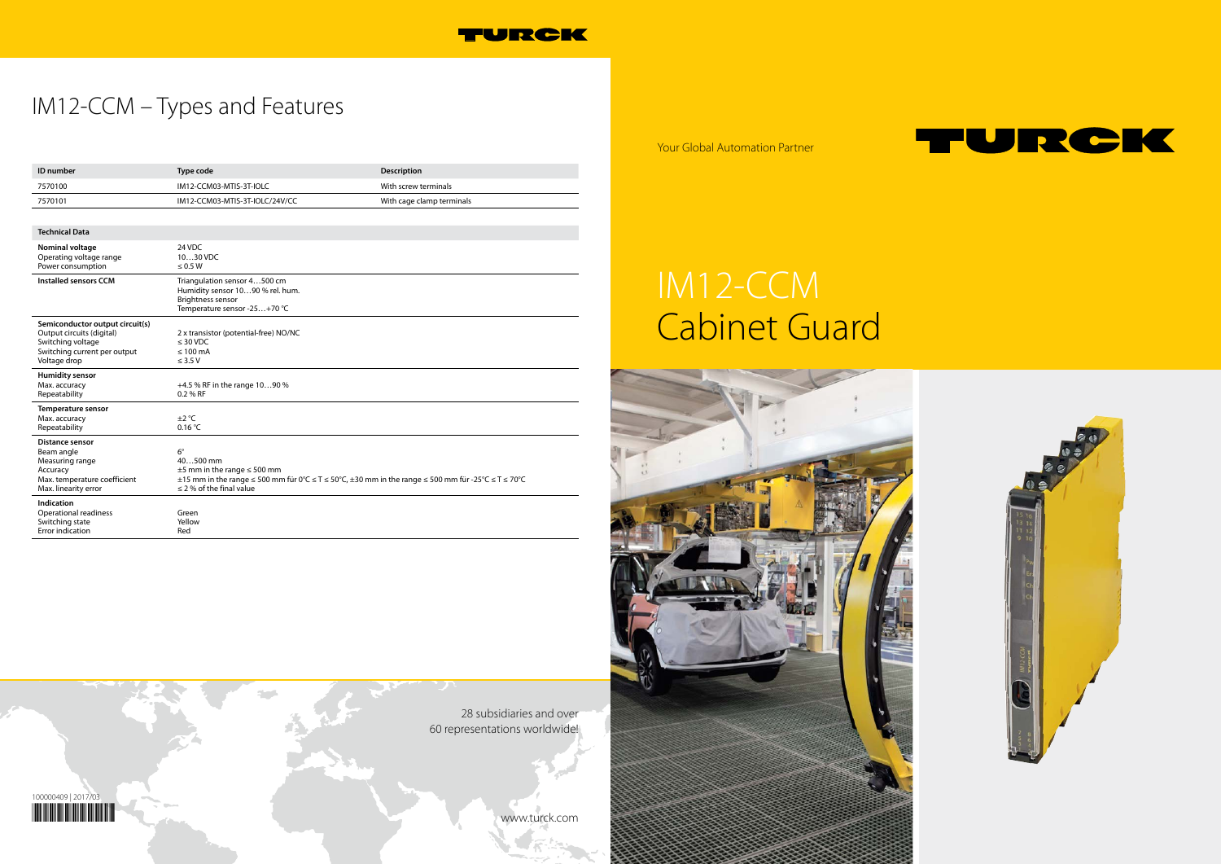# IM12-CCM – Types and Features

| ID number | Type code | Description |
|---|---|---|
| 7570100 | IM12-CCM03-MTIS-3T-IOLC | With screw terminals |
| 7570101 | IM12-CCM03-MTIS-3T-IOLC/24V/CC | With cage clamp terminals |

| Technical Data | |
|---|---|
| **Nominal voltage**<br>Operating voltage range<br>Power consumption | 24 VDC<br>10…30 VDC<br>≤ 0.5 W |
| **Installed sensors CCM** | Triangulation sensor 4…500 cm<br>Humidity sensor 10…90 % rel. hum.<br>Brightness sensor<br>Temperature sensor -25…+70 °C |
| **Semiconductor output circuit(s)**<br>Output circuits (digital)<br>Switching voltage<br>Switching current per output<br>Voltage drop | <br>2 x transistor (potential-free) NO/NC<br>≤ 30 VDC<br>≤ 100 mA<br>≤ 3.5 V |
| **Humidity sensor**<br>Max. accuracy<br>Repeatability | <br>+4.5 % RF in the range 10…90 %<br>0.2 % RF |
| **Temperature sensor**<br>Max. accuracy<br>Repeatability | <br>±2 °C<br>0.16 °C |
| **Distance sensor**<br>Beam angle<br>Measuring range<br>Accuracy<br>Max. temperature coefficient<br>Max. linearity error | <br>6°<br>40…500 mm<br>±5 mm in the range ≤ 500 mm<br>±15 mm in the range ≤ 500 mm für 0°C ≤ T ≤ 50°C, ±30 mm in the range ≤ 500 mm für -25°C ≤ T ≤ 70°C<br>≤ 2 % of the final value |
| **Indication**<br>Operational readiness<br>Switching state<br>Error indication | <br>Green<br>Yellow<br>Red |

28 subsidiaries and over 60 representations worldwide!

www.turck.com

100000409 | 2017/03

Your Global Automation Partner

# IM12-CCM Cabinet Guard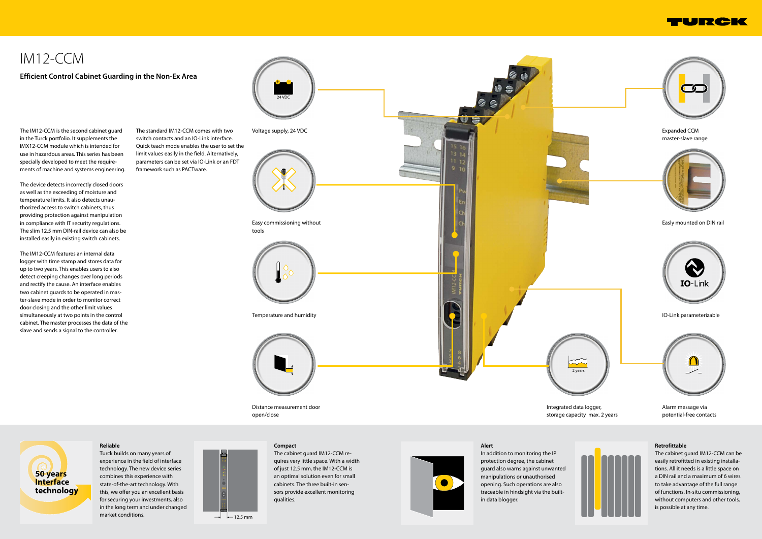# IM12-CCM

## Efficient Control Cabinet Guarding in the Non-Ex Area

The IM12-CCM is the second cabinet guard in the Turck portfolio. It supplements the IMX12-CCM module which is intended for use in hazardous areas. This series has been specially developed to meet the requirements of machine and systems engineering.

The device detects incorrectly closed doors as well as the exceeding of moisture and temperature limits. It also detects unauthorized access to switch cabinets, thus providing protection against manipulation in compliance with IT security regulations. The slim 12.5 mm DIN-rail device can also be installed easily in existing switch cabinets.

The IM12-CCM features an internal data logger with time stamp and stores data for up to two years. This enables users to also detect creeping changes over long periods and rectify the cause. An interface enables two cabinet guards to be operated in master-slave mode in order to monitor correct door closing and the other limit values simultaneously at two points in the control cabinet. The master processes the data of the slave and sends a signal to the controller.

The standard IM12-CCM comes with two switch contacts and an IO-Link interface. Quick teach mode enables the user to set the limit values easily in the field. Alternatively, parameters can be set via IO-Link or an FDT framework such as PACTware.

24 VDC

Voltage supply, 24 VDC

Easy commissioning without tools

Temperature and humidity

Distance measurement door open/close

Expanded CCM master-slave range

Easily mounted on DIN rail

IO-Link

IO-Link parameterizable

2 years

Integrated data logger, storage capacity max. 2 years

Alarm message via potential-free contacts

50 years Interface technology

### Reliable

Turck builds on many years of experience in the field of interface technology. The new device series combines this experience with state-of-the-art technology. With this, we offer you an excellent basis for securing your investments, also in the long term and under changed market conditions.

12.5 mm

### Compact

The cabinet guard IM12-CCM requires very little space. With a width of just 12.5 mm, the IM12-CCM is an optimal solution even for small cabinets. The three built-in sensors provide excellent monitoring qualities.

### Alert

In addition to monitoring the IP protection degree, the cabinet guard also warns against unwanted manipulations or unauthorised opening. Such operations are also traceable in hindsight via the built-in data blogger.

### Retrofittable

The cabinet guard IM12-CCM can be easily retrofitted in existing installations. All it needs is a little space on a DIN rail and a maximum of 6 wires to take advantage of the full range of functions. In-situ commissioning, without computers and other tools, is possible at any time.